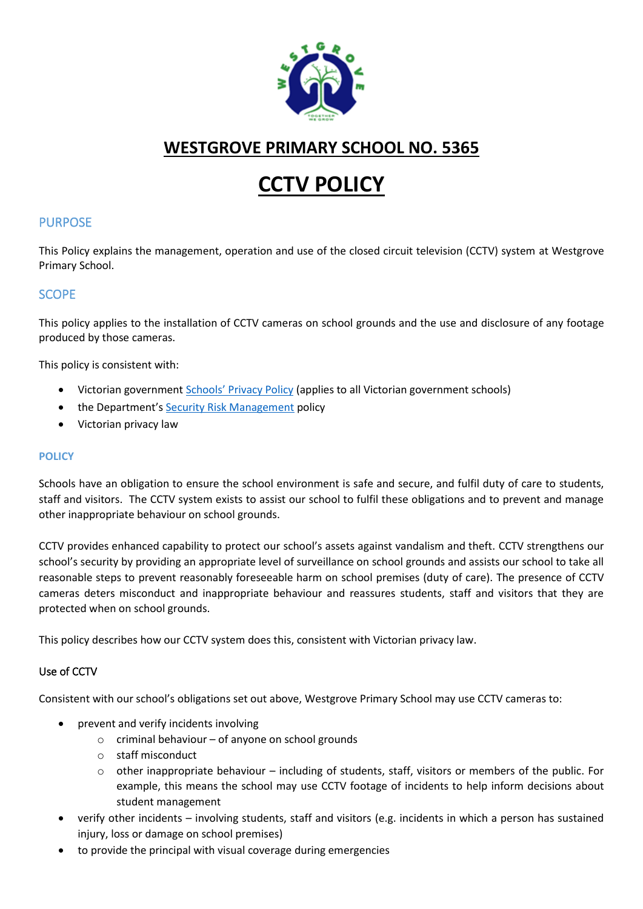# WESTGROVE PRIMARY SCHOOL NO. 5365

# CCTV POLICY

## PURPOSE

This Policy explains the management, operation and use of the closed circuit television (CCTV) system at Westgrove Primary School.

## SCOPE

This policy applies to the installation of CCTV cameras on school grounds and the use and disclosure of any footage produced by those cameras.

This policy is consistent with:

- Victorian government Schools' Privacy Policy (applies to all Victorian government schools)
- the Department's Security Risk Management policy
- Victorian privacy law

## POLICY

Schools have an obligation to ensure the school environment is safe and secure, and fulfil duty of care to students, staff and visitors. The CCTV system exists to assist our school to fulfil these obligations and to prevent and manage other inappropriate behaviour on school grounds.

CCTV provides enhanced capability to protect our school's assets against vandalism and theft. CCTV strengthens our school's security by providing an appropriate level of surveillance on school grounds and assists our school to take all reasonable steps to prevent reasonably foreseeable harm on school premises (duty of care). The presence of CCTV cameras deters misconduct and inappropriate behaviour and reassures students, staff and visitors that they are protected when on school grounds.

This policy describes how our CCTV system does this, consistent with Victorian privacy law.

### Use of CCTV

Consistent with our school's obligations set out above, Westgrove Primary School may use CCTV cameras to:

- prevent and verify incidents involving
  - criminal behaviour – of anyone on school grounds
  - staff misconduct
  - other inappropriate behaviour – including of students, staff, visitors or members of the public. For example, this means the school may use CCTV footage of incidents to help inform decisions about student management
- verify other incidents – involving students, staff and visitors (e.g. incidents in which a person has sustained injury, loss or damage on school premises)
- to provide the principal with visual coverage during emergencies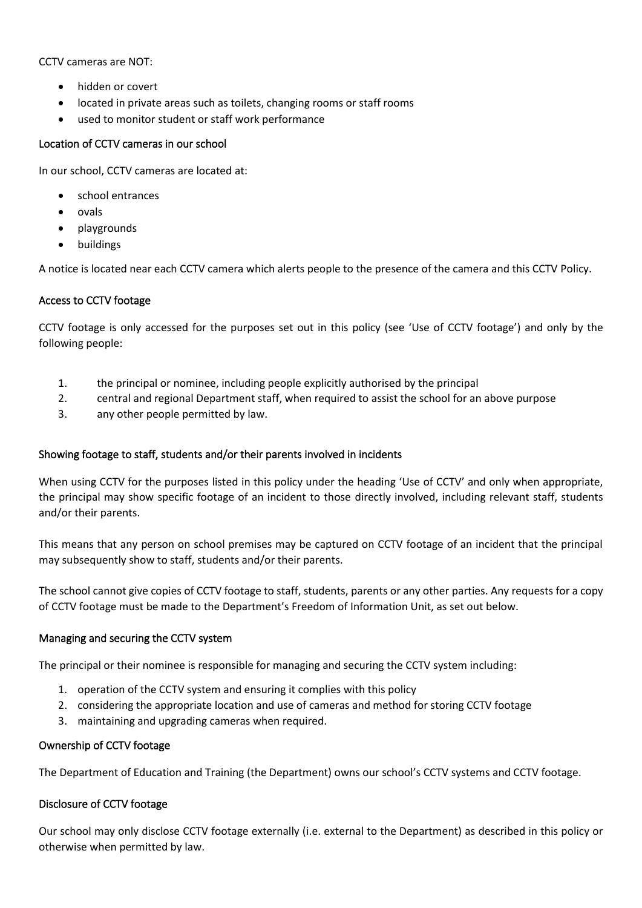CCTV cameras are NOT:

- hidden or covert
- located in private areas such as toilets, changing rooms or staff rooms
- used to monitor student or staff work performance

### Location of CCTV cameras in our school

In our school, CCTV cameras are located at:

- school entrances
- ovals
- playgrounds
- buildings

A notice is located near each CCTV camera which alerts people to the presence of the camera and this CCTV Policy.

### Access to CCTV footage

CCTV footage is only accessed for the purposes set out in this policy (see 'Use of CCTV footage') and only by the following people:

1. the principal or nominee, including people explicitly authorised by the principal
2. central and regional Department staff, when required to assist the school for an above purpose
3. any other people permitted by law.

### Showing footage to staff, students and/or their parents involved in incidents

When using CCTV for the purposes listed in this policy under the heading 'Use of CCTV' and only when appropriate, the principal may show specific footage of an incident to those directly involved, including relevant staff, students and/or their parents.

This means that any person on school premises may be captured on CCTV footage of an incident that the principal may subsequently show to staff, students and/or their parents.

The school cannot give copies of CCTV footage to staff, students, parents or any other parties. Any requests for a copy of CCTV footage must be made to the Department's Freedom of Information Unit, as set out below.

### Managing and securing the CCTV system

The principal or their nominee is responsible for managing and securing the CCTV system including:

1. operation of the CCTV system and ensuring it complies with this policy
2. considering the appropriate location and use of cameras and method for storing CCTV footage
3. maintaining and upgrading cameras when required.

### Ownership of CCTV footage

The Department of Education and Training (the Department) owns our school's CCTV systems and CCTV footage.

### Disclosure of CCTV footage

Our school may only disclose CCTV footage externally (i.e. external to the Department) as described in this policy or otherwise when permitted by law.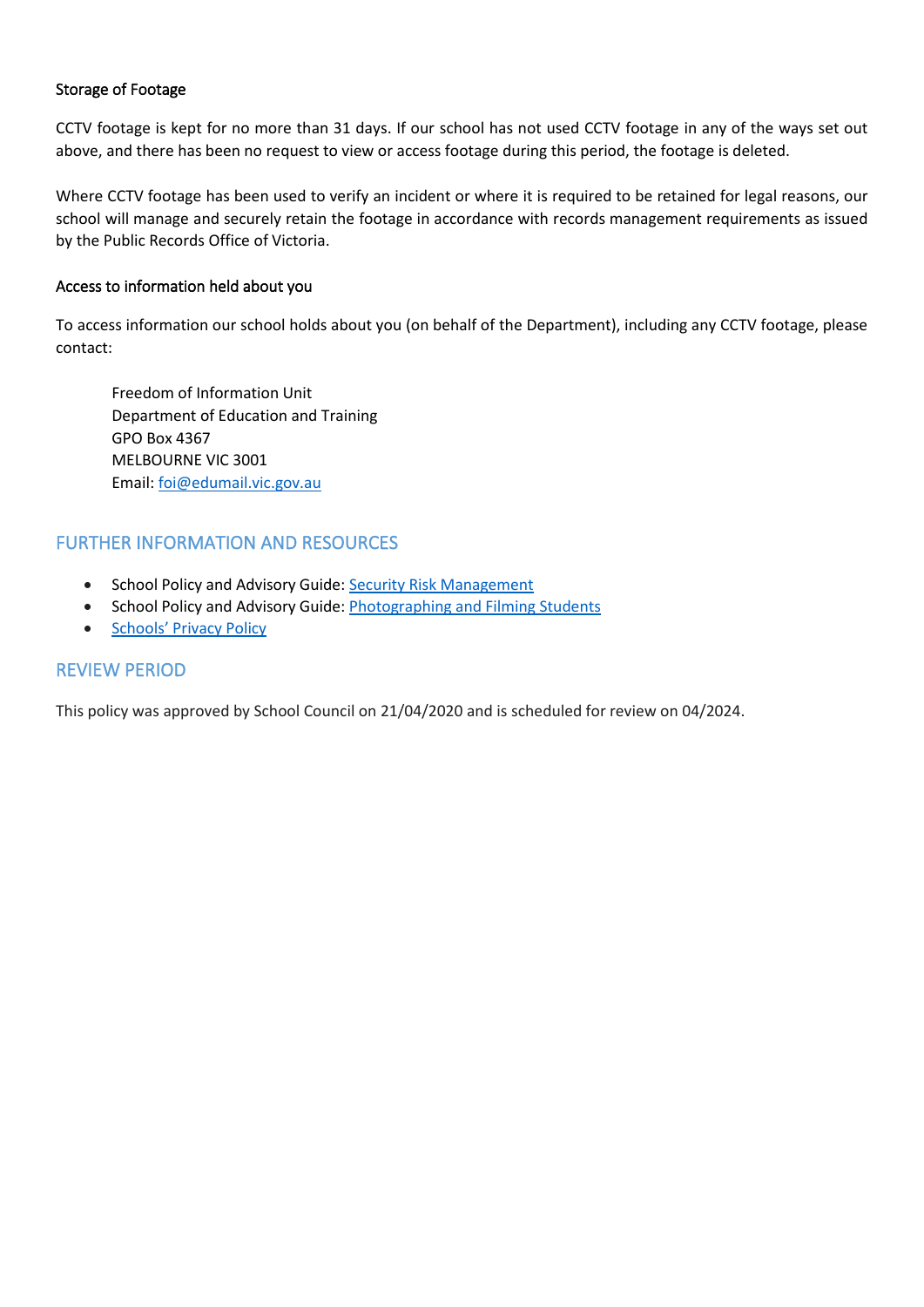### Storage of Footage

CCTV footage is kept for no more than 31 days. If our school has not used CCTV footage in any of the ways set out above, and there has been no request to view or access footage during this period, the footage is deleted.

Where CCTV footage has been used to verify an incident or where it is required to be retained for legal reasons, our school will manage and securely retain the footage in accordance with records management requirements as issued by the Public Records Office of Victoria.

### Access to information held about you

To access information our school holds about you (on behalf of the Department), including any CCTV footage, please contact:

> Freedom of Information Unit
> Department of Education and Training
> GPO Box 4367
> MELBOURNE VIC 3001
> Email: [foi@edumail.vic.gov.au](mailto:foi@edumail.vic.gov.au)

## FURTHER INFORMATION AND RESOURCES

- School Policy and Advisory Guide: Security Risk Management
- School Policy and Advisory Guide: Photographing and Filming Students
- Schools' Privacy Policy

## REVIEW PERIOD

This policy was approved by School Council on 21/04/2020 and is scheduled for review on 04/2024.